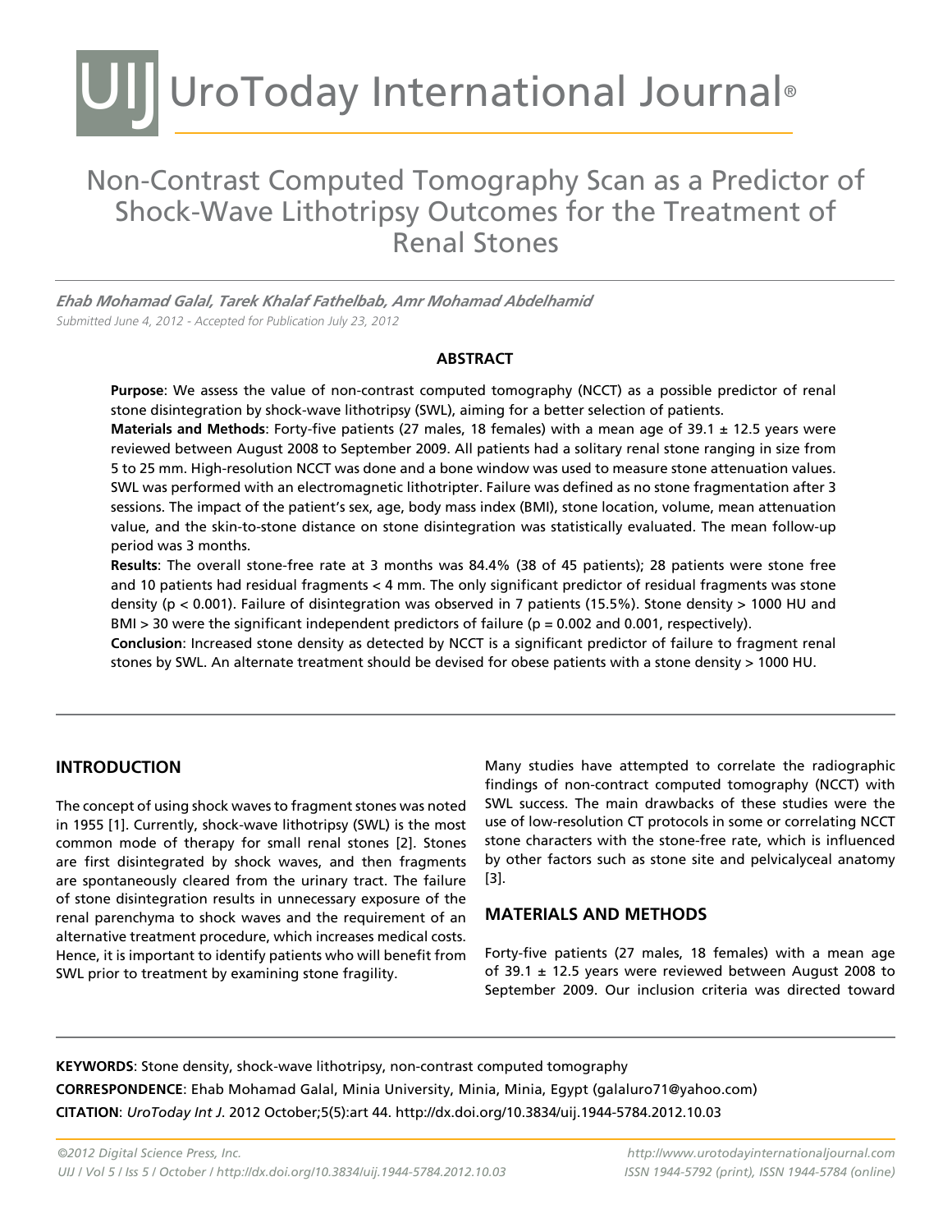# Non-Contrast Computed Tomography Scan as a Predictor of Shock-Wave Lithotripsy Outcomes for the Treatment of Renal Stones

***Ehab Mohamad Galal, Tarek Khalaf Fathelbab, Amr Mohamad Abdelhamid***

*Submitted June 4, 2012 - Accepted for Publication July 23, 2012*

## ABSTRACT

**Purpose**: We assess the value of non-contrast computed tomography (NCCT) as a possible predictor of renal stone disintegration by shock-wave lithotripsy (SWL), aiming for a better selection of patients.

**Materials and Methods**: Forty-five patients (27 males, 18 females) with a mean age of 39.1 ± 12.5 years were reviewed between August 2008 to September 2009. All patients had a solitary renal stone ranging in size from 5 to 25 mm. High-resolution NCCT was done and a bone window was used to measure stone attenuation values. SWL was performed with an electromagnetic lithotripter. Failure was defined as no stone fragmentation after 3 sessions. The impact of the patient's sex, age, body mass index (BMI), stone location, volume, mean attenuation value, and the skin-to-stone distance on stone disintegration was statistically evaluated. The mean follow-up period was 3 months.

**Results**: The overall stone-free rate at 3 months was 84.4% (38 of 45 patients); 28 patients were stone free and 10 patients had residual fragments < 4 mm. The only significant predictor of residual fragments was stone density ($p < 0.001$). Failure of disintegration was observed in 7 patients (15.5%). Stone density > 1000 HU and BMI > 30 were the significant independent predictors of failure ($p = 0.002$ and $0.001$, respectively).

**Conclusion**: Increased stone density as detected by NCCT is a significant predictor of failure to fragment renal stones by SWL. An alternate treatment should be devised for obese patients with a stone density > 1000 HU.

## INTRODUCTION

The concept of using shock waves to fragment stones was noted in 1955 [1]. Currently, shock-wave lithotripsy (SWL) is the most common mode of therapy for small renal stones [2]. Stones are first disintegrated by shock waves, and then fragments are spontaneously cleared from the urinary tract. The failure of stone disintegration results in unnecessary exposure of the renal parenchyma to shock waves and the requirement of an alternative treatment procedure, which increases medical costs. Hence, it is important to identify patients who will benefit from SWL prior to treatment by examining stone fragility.

Many studies have attempted to correlate the radiographic findings of non-contract computed tomography (NCCT) with SWL success. The main drawbacks of these studies were the use of low-resolution CT protocols in some or correlating NCCT stone characters with the stone-free rate, which is influenced by other factors such as stone site and pelvicalyceal anatomy [3].

## MATERIALS AND METHODS

Forty-five patients (27 males, 18 females) with a mean age of 39.1 ± 12.5 years were reviewed between August 2008 to September 2009. Our inclusion criteria was directed toward

**KEYWORDS**: Stone density, shock-wave lithotripsy, non-contrast computed tomography

**CORRESPONDENCE**: Ehab Mohamad Galal, Minia University, Minia, Minia, Egypt (galaluro71@yahoo.com)

**CITATION**: *UroToday Int J*. 2012 October;5(5):art 44. http://dx.doi.org/10.3834/uij.1944-5784.2012.10.03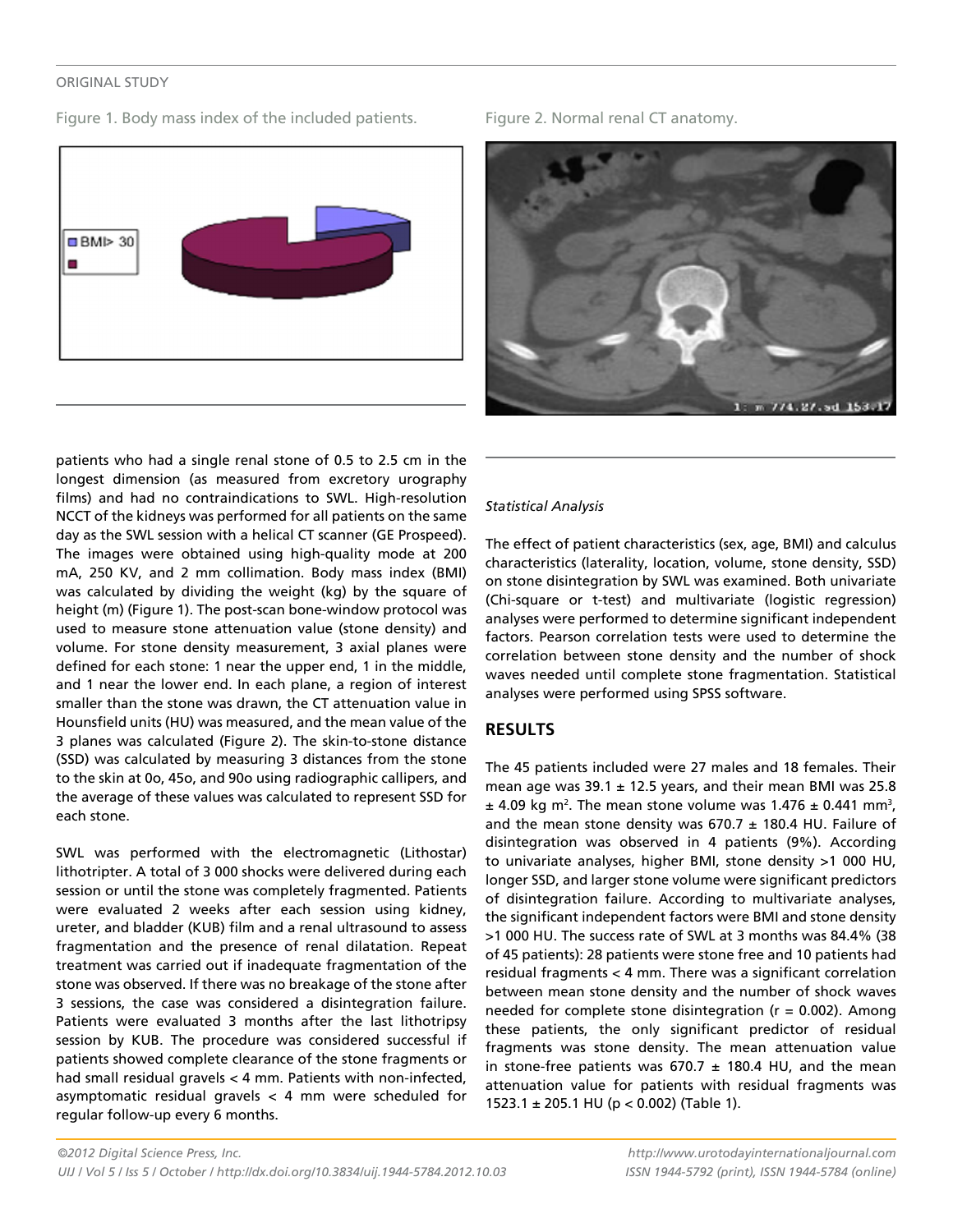ORIGINAL STUDY

Figure 1. Body mass index of the included patients.

Figure 2. Normal renal CT anatomy.

patients who had a single renal stone of 0.5 to 2.5 cm in the longest dimension (as measured from excretory urography films) and had no contraindications to SWL. High-resolution NCCT of the kidneys was performed for all patients on the same day as the SWL session with a helical CT scanner (GE Prospeed). The images were obtained using high-quality mode at 200 mA, 250 KV, and 2 mm collimation. Body mass index (BMI) was calculated by dividing the weight (kg) by the square of height (m) (Figure 1). The post-scan bone-window protocol was used to measure stone attenuation value (stone density) and volume. For stone density measurement, 3 axial planes were defined for each stone: 1 near the upper end, 1 in the middle, and 1 near the lower end. In each plane, a region of interest smaller than the stone was drawn, the CT attenuation value in Hounsfield units (HU) was measured, and the mean value of the 3 planes was calculated (Figure 2). The skin-to-stone distance (SSD) was calculated by measuring 3 distances from the stone to the skin at 0o, 45o, and 90o using radiographic callipers, and the average of these values was calculated to represent SSD for each stone.

SWL was performed with the electromagnetic (Lithostar) lithotripter. A total of 3 000 shocks were delivered during each session or until the stone was completely fragmented. Patients were evaluated 2 weeks after each session using kidney, ureter, and bladder (KUB) film and a renal ultrasound to assess fragmentation and the presence of renal dilatation. Repeat treatment was carried out if inadequate fragmentation of the stone was observed. If there was no breakage of the stone after 3 sessions, the case was considered a disintegration failure. Patients were evaluated 3 months after the last lithotripsy session by KUB. The procedure was considered successful if patients showed complete clearance of the stone fragments or had small residual gravels < 4 mm. Patients with non-infected, asymptomatic residual gravels < 4 mm were scheduled for regular follow-up every 6 months.

*Statistical Analysis*

The effect of patient characteristics (sex, age, BMI) and calculus characteristics (laterality, location, volume, stone density, SSD) on stone disintegration by SWL was examined. Both univariate (Chi-square or t-test) and multivariate (logistic regression) analyses were performed to determine significant independent factors. Pearson correlation tests were used to determine the correlation between stone density and the number of shock waves needed until complete stone fragmentation. Statistical analyses were performed using SPSS software.

## RESULTS

The 45 patients included were 27 males and 18 females. Their mean age was 39.1 ± 12.5 years, and their mean BMI was 25.8 ± 4.09 kg $m^2$. The mean stone volume was 1.476 ± 0.441 $mm^3$, and the mean stone density was 670.7 ± 180.4 HU. Failure of disintegration was observed in 4 patients (9%). According to univariate analyses, higher BMI, stone density >1 000 HU, longer SSD, and larger stone volume were significant predictors of disintegration failure. According to multivariate analyses, the significant independent factors were BMI and stone density >1 000 HU. The success rate of SWL at 3 months was 84.4% (38 of 45 patients): 28 patients were stone free and 10 patients had residual fragments < 4 mm. There was a significant correlation between mean stone density and the number of shock waves needed for complete stone disintegration (r = 0.002). Among these patients, the only significant predictor of residual fragments was stone density. The mean attenuation value in stone-free patients was 670.7 ± 180.4 HU, and the mean attenuation value for patients with residual fragments was 1523.1 ± 205.1 HU (p < 0.002) (Table 1).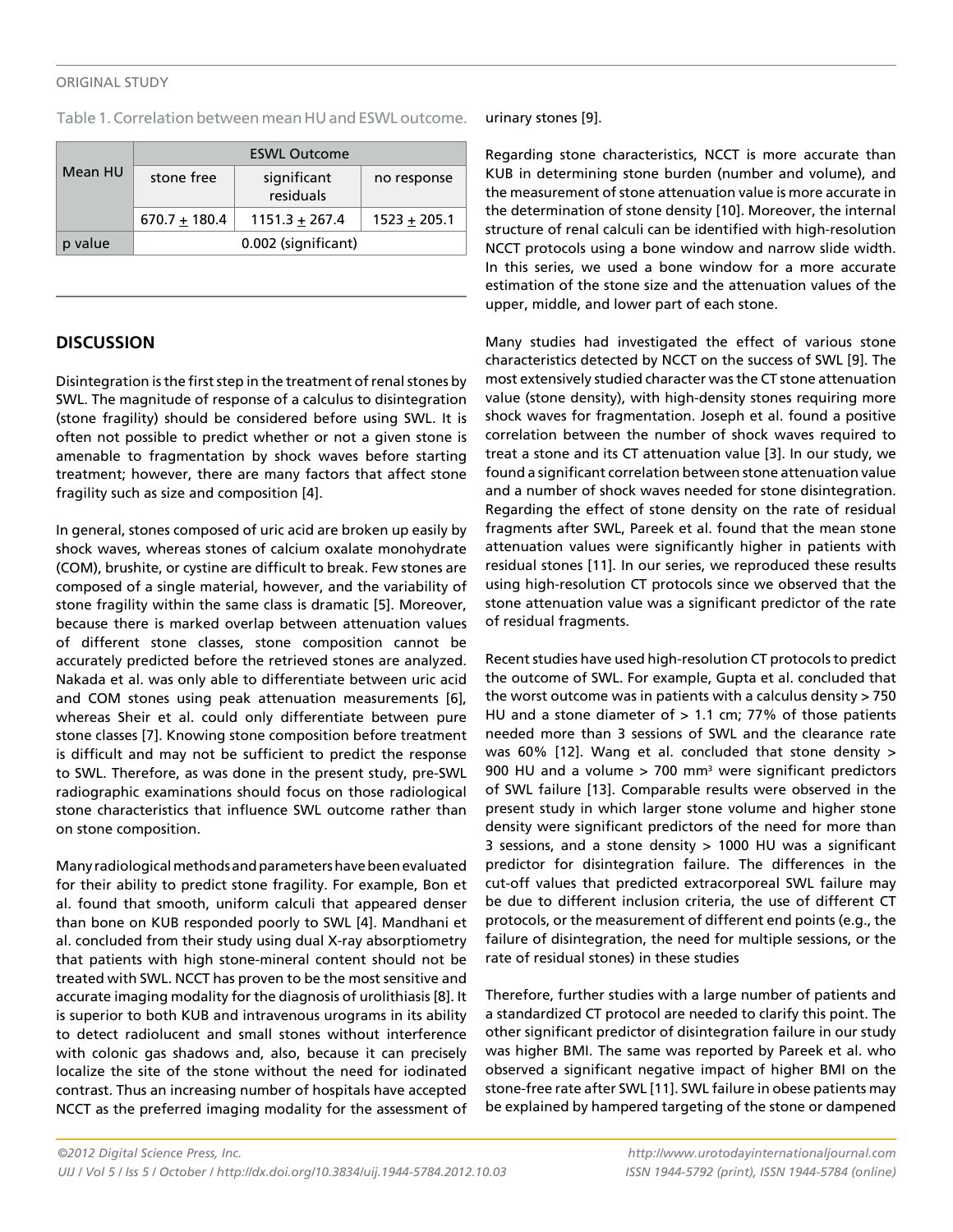Table 1. Correlation between mean HU and ESWL outcome.

| Mean HU | ESWL Outcome | | |
|---|---|---|---|
| | stone free | significant residuals | no response |
| | 670.7 + 180.4 | 1151.3 + 267.4 | 1523 + 205.1 |
| p value | 0.002 (significant) | | |

## DISCUSSION

Disintegration is the first step in the treatment of renal stones by SWL. The magnitude of response of a calculus to disintegration (stone fragility) should be considered before using SWL. It is often not possible to predict whether or not a given stone is amenable to fragmentation by shock waves before starting treatment; however, there are many factors that affect stone fragility such as size and composition [4].

In general, stones composed of uric acid are broken up easily by shock waves, whereas stones of calcium oxalate monohydrate (COM), brushite, or cystine are difficult to break. Few stones are composed of a single material, however, and the variability of stone fragility within the same class is dramatic [5]. Moreover, because there is marked overlap between attenuation values of different stone classes, stone composition cannot be accurately predicted before the retrieved stones are analyzed. Nakada et al. was only able to differentiate between uric acid and COM stones using peak attenuation measurements [6], whereas Sheir et al. could only differentiate between pure stone classes [7]. Knowing stone composition before treatment is difficult and may not be sufficient to predict the response to SWL. Therefore, as was done in the present study, pre-SWL radiographic examinations should focus on those radiological stone characteristics that influence SWL outcome rather than on stone composition.

Many radiological methods and parameters have been evaluated for their ability to predict stone fragility. For example, Bon et al. found that smooth, uniform calculi that appeared denser than bone on KUB responded poorly to SWL [4]. Mandhani et al. concluded from their study using dual X-ray absorptiometry that patients with high stone-mineral content should not be treated with SWL. NCCT has proven to be the most sensitive and accurate imaging modality for the diagnosis of urolithiasis [8]. It is superior to both KUB and intravenous urograms in its ability to detect radiolucent and small stones without interference with colonic gas shadows and, also, because it can precisely localize the site of the stone without the need for iodinated contrast. Thus an increasing number of hospitals have accepted NCCT as the preferred imaging modality for the assessment of urinary stones [9].

Regarding stone characteristics, NCCT is more accurate than KUB in determining stone burden (number and volume), and the measurement of stone attenuation value is more accurate in the determination of stone density [10]. Moreover, the internal structure of renal calculi can be identified with high-resolution NCCT protocols using a bone window and narrow slide width. In this series, we used a bone window for a more accurate estimation of the stone size and the attenuation values of the upper, middle, and lower part of each stone.

Many studies had investigated the effect of various stone characteristics detected by NCCT on the success of SWL [9]. The most extensively studied character was the CT stone attenuation value (stone density), with high-density stones requiring more shock waves for fragmentation. Joseph et al. found a positive correlation between the number of shock waves required to treat a stone and its CT attenuation value [3]. In our study, we found a significant correlation between stone attenuation value and a number of shock waves needed for stone disintegration. Regarding the effect of stone density on the rate of residual fragments after SWL, Pareek et al. found that the mean stone attenuation values were significantly higher in patients with residual stones [11]. In our series, we reproduced these results using high-resolution CT protocols since we observed that the stone attenuation value was a significant predictor of the rate of residual fragments.

Recent studies have used high-resolution CT protocols to predict the outcome of SWL. For example, Gupta et al. concluded that the worst outcome was in patients with a calculus density > 750 HU and a stone diameter of > 1.1 cm; 77% of those patients needed more than 3 sessions of SWL and the clearance rate was 60% [12]. Wang et al. concluded that stone density > 900 HU and a volume > 700 $mm^3$ were significant predictors of SWL failure [13]. Comparable results were observed in the present study in which larger stone volume and higher stone density were significant predictors of the need for more than 3 sessions, and a stone density > 1000 HU was a significant predictor for disintegration failure. The differences in the cut-off values that predicted extracorporeal SWL failure may be due to different inclusion criteria, the use of different CT protocols, or the measurement of different end points (e.g., the failure of disintegration, the need for multiple sessions, or the rate of residual stones) in these studies

Therefore, further studies with a large number of patients and a standardized CT protocol are needed to clarify this point. The other significant predictor of disintegration failure in our study was higher BMI. The same was reported by Pareek et al. who observed a significant negative impact of higher BMI on the stone-free rate after SWL [11]. SWL failure in obese patients may be explained by hampered targeting of the stone or dampened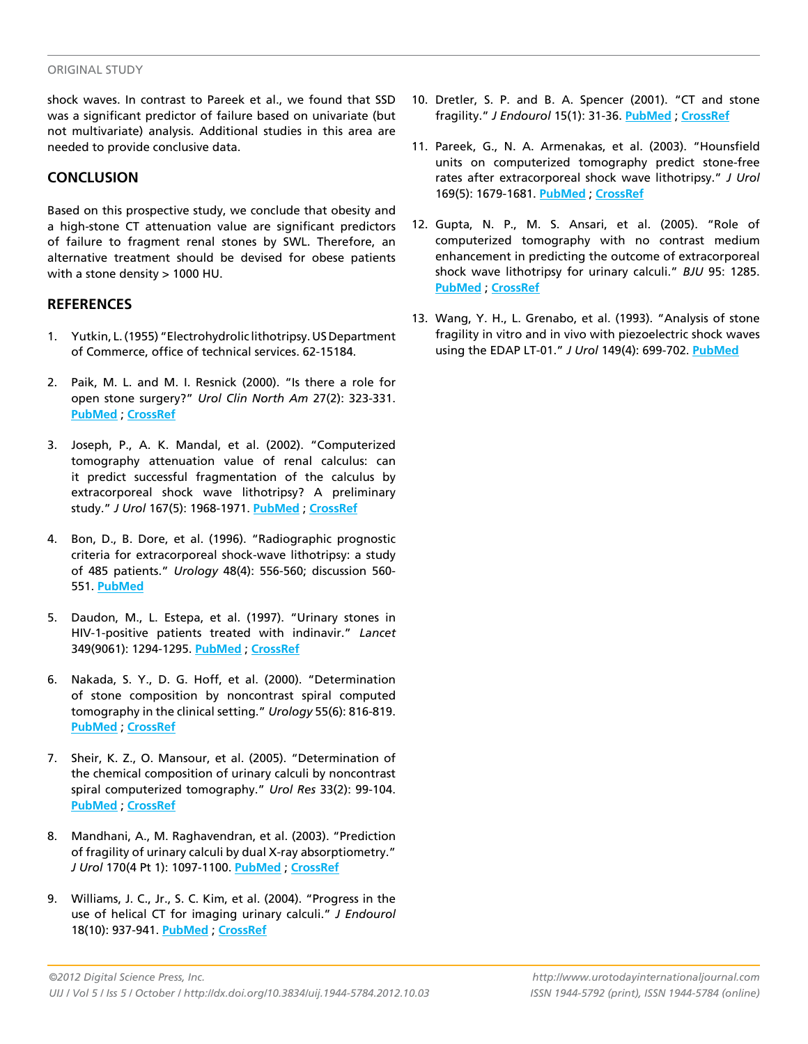shock waves. In contrast to Pareek et al., we found that SSD was a significant predictor of failure based on univariate (but not multivariate) analysis. Additional studies in this area are needed to provide conclusive data.

## CONCLUSION

Based on this prospective study, we conclude that obesity and a high-stone CT attenuation value are significant predictors of failure to fragment renal stones by SWL. Therefore, an alternative treatment should be devised for obese patients with a stone density > 1000 HU.

## REFERENCES

1. Yutkin, L. (1955) "Electrohydrolic lithotripsy. US Department of Commerce, office of technical services. 62-15184.

2. Paik, M. L. and M. I. Resnick (2000). "Is there a role for open stone surgery?" *Urol Clin North Am* 27(2): 323-331. PubMed ; CrossRef

3. Joseph, P., A. K. Mandal, et al. (2002). "Computerized tomography attenuation value of renal calculus: can it predict successful fragmentation of the calculus by extracorporeal shock wave lithotripsy? A preliminary study." *J Urol* 167(5): 1968-1971. PubMed ; CrossRef

4. Bon, D., B. Dore, et al. (1996). "Radiographic prognostic criteria for extracorporeal shock-wave lithotripsy: a study of 485 patients." *Urology* 48(4): 556-560; discussion 560-551. PubMed

5. Daudon, M., L. Estepa, et al. (1997). "Urinary stones in HIV-1-positive patients treated with indinavir." *Lancet* 349(9061): 1294-1295. PubMed ; CrossRef

6. Nakada, S. Y., D. G. Hoff, et al. (2000). "Determination of stone composition by noncontrast spiral computed tomography in the clinical setting." *Urology* 55(6): 816-819. PubMed ; CrossRef

7. Sheir, K. Z., O. Mansour, et al. (2005). "Determination of the chemical composition of urinary calculi by noncontrast spiral computerized tomography." *Urol Res* 33(2): 99-104. PubMed ; CrossRef

8. Mandhani, A., M. Raghavendran, et al. (2003). "Prediction of fragility of urinary calculi by dual X-ray absorptiometry." *J Urol* 170(4 Pt 1): 1097-1100. PubMed ; CrossRef

9. Williams, J. C., Jr., S. C. Kim, et al. (2004). "Progress in the use of helical CT for imaging urinary calculi." *J Endourol* 18(10): 937-941. PubMed ; CrossRef

10. Dretler, S. P. and B. A. Spencer (2001). "CT and stone fragility." *J Endourol* 15(1): 31-36. PubMed ; CrossRef

11. Pareek, G., N. A. Armenakas, et al. (2003). "Hounsfield units on computerized tomography predict stone-free rates after extracorporeal shock wave lithotripsy." *J Urol* 169(5): 1679-1681. PubMed ; CrossRef

12. Gupta, N. P., M. S. Ansari, et al. (2005). "Role of computerized tomography with no contrast medium enhancement in predicting the outcome of extracorporeal shock wave lithotripsy for urinary calculi." *BJU* 95: 1285. PubMed ; CrossRef

13. Wang, Y. H., L. Grenabo, et al. (1993). "Analysis of stone fragility in vitro and in vivo with piezoelectric shock waves using the EDAP LT-01." *J Urol* 149(4): 699-702. PubMed